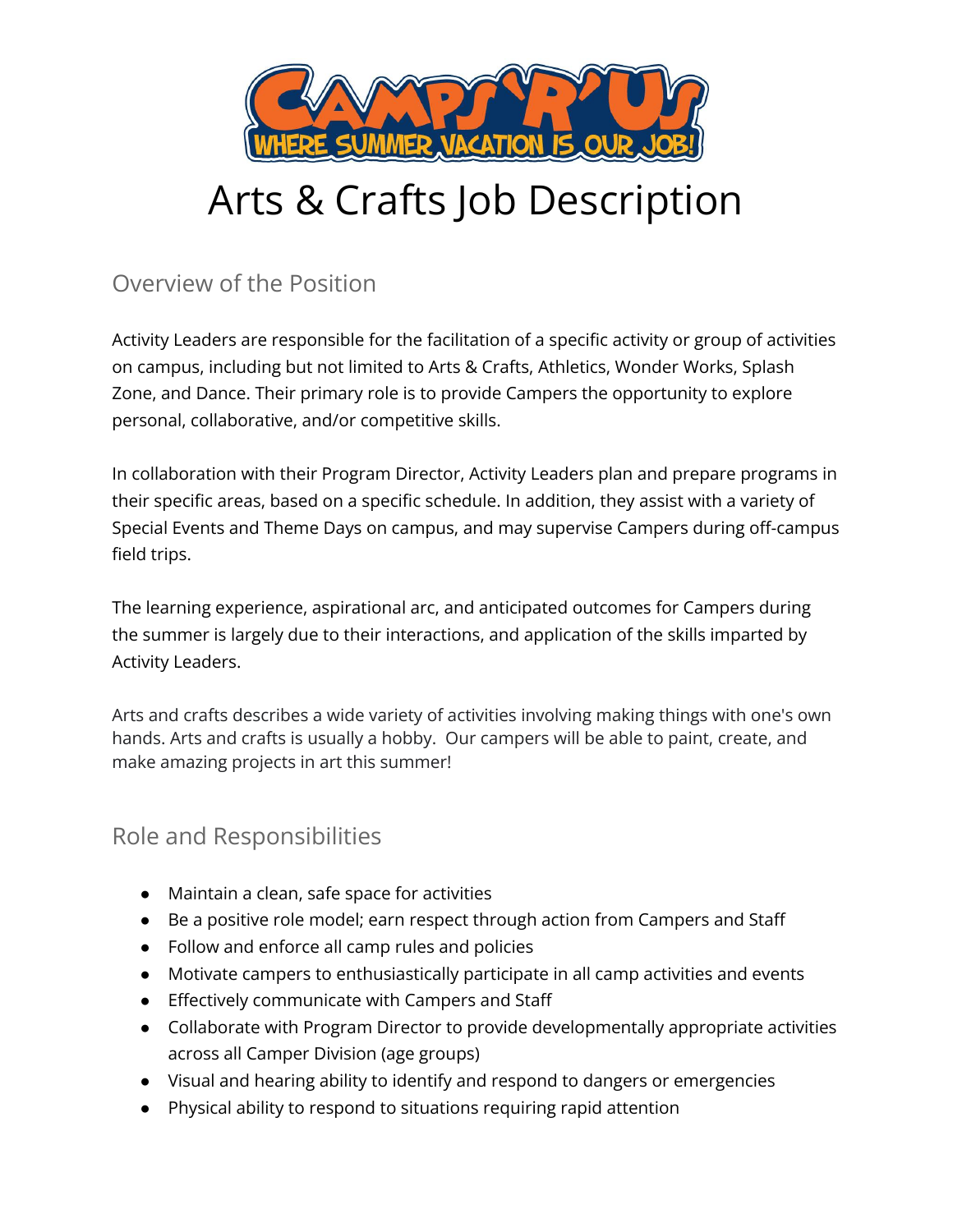# Arts & Crafts Job Description

## Overview of the Position

Activity Leaders are responsible for the facilitation of a specific activity or group of activities on campus, including but not limited to Arts & Crafts, Athletics, Wonder Works, Splash Zone, and Dance. Their primary role is to provide Campers the opportunity to explore personal, collaborative, and/or competitive skills.

In collaboration with their Program Director, Activity Leaders plan and prepare programs in their specific areas, based on a specific schedule. In addition, they assist with a variety of Special Events and Theme Days on campus, and may supervise Campers during off-campus field trips.

The learning experience, aspirational arc, and anticipated outcomes for Campers during the summer is largely due to their interactions, and application of the skills imparted by Activity Leaders.

Arts and crafts describes a wide variety of activities involving making things with one's own hands. Arts and crafts is usually a hobby. Our campers will be able to paint, create, and make amazing projects in art this summer!

## Role and Responsibilities

- Maintain a clean, safe space for activities
- Be a positive role model; earn respect through action from Campers and Staff
- Follow and enforce all camp rules and policies
- Motivate campers to enthusiastically participate in all camp activities and events
- Effectively communicate with Campers and Staff
- Collaborate with Program Director to provide developmentally appropriate activities across all Camper Division (age groups)
- Visual and hearing ability to identify and respond to dangers or emergencies
- Physical ability to respond to situations requiring rapid attention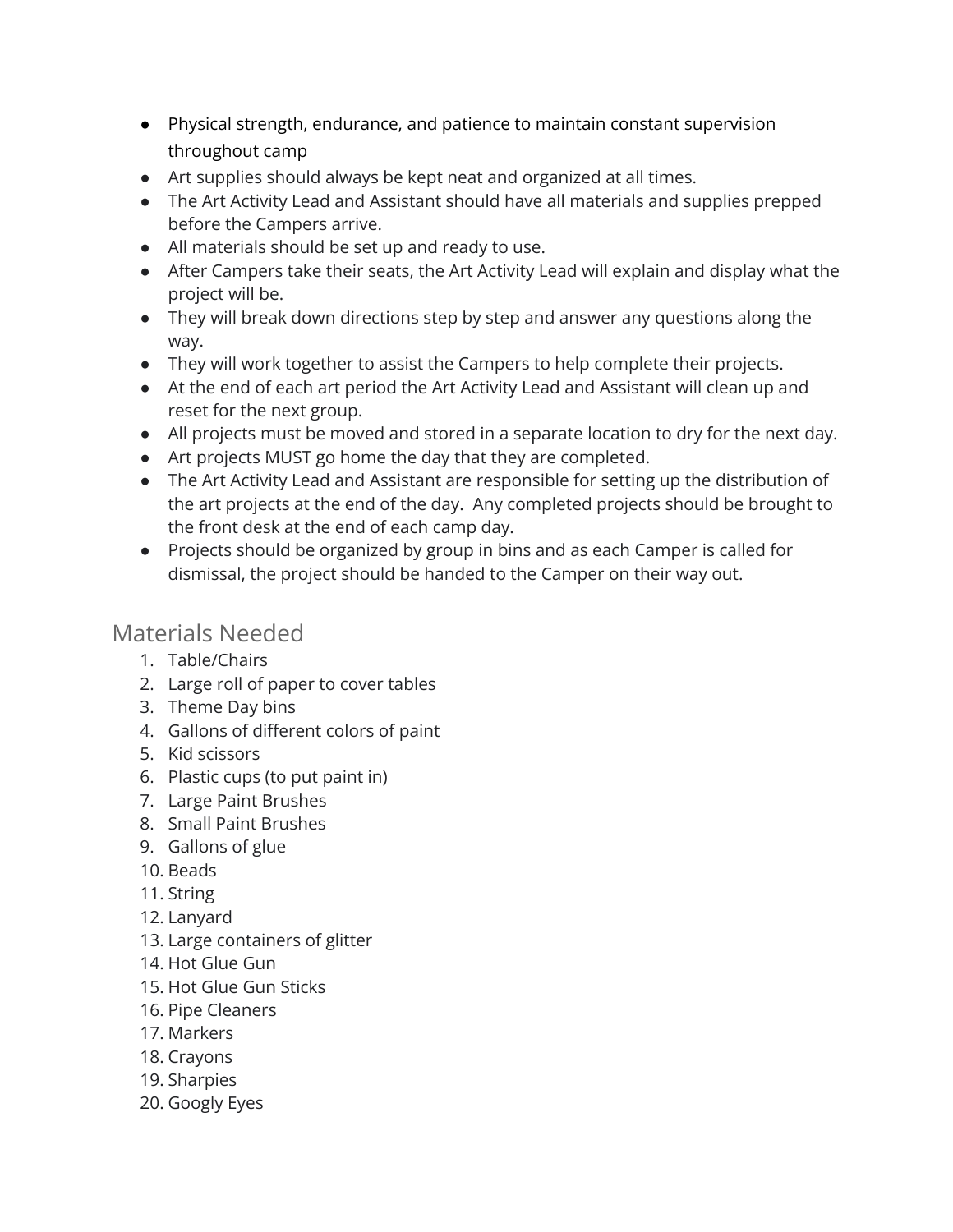- Physical strength, endurance, and patience to maintain constant supervision throughout camp
- Art supplies should always be kept neat and organized at all times.
- The Art Activity Lead and Assistant should have all materials and supplies prepped before the Campers arrive.
- All materials should be set up and ready to use.
- After Campers take their seats, the Art Activity Lead will explain and display what the project will be.
- They will break down directions step by step and answer any questions along the way.
- They will work together to assist the Campers to help complete their projects.
- At the end of each art period the Art Activity Lead and Assistant will clean up and reset for the next group.
- All projects must be moved and stored in a separate location to dry for the next day.
- Art projects MUST go home the day that they are completed.
- The Art Activity Lead and Assistant are responsible for setting up the distribution of the art projects at the end of the day. Any completed projects should be brought to the front desk at the end of each camp day.
- Projects should be organized by group in bins and as each Camper is called for dismissal, the project should be handed to the Camper on their way out.

## Materials Needed

1. Table/Chairs
2. Large roll of paper to cover tables
3. Theme Day bins
4. Gallons of different colors of paint
5. Kid scissors
6. Plastic cups (to put paint in)
7. Large Paint Brushes
8. Small Paint Brushes
9. Gallons of glue
10. Beads
11. String
12. Lanyard
13. Large containers of glitter
14. Hot Glue Gun
15. Hot Glue Gun Sticks
16. Pipe Cleaners
17. Markers
18. Crayons
19. Sharpies
20. Googly Eyes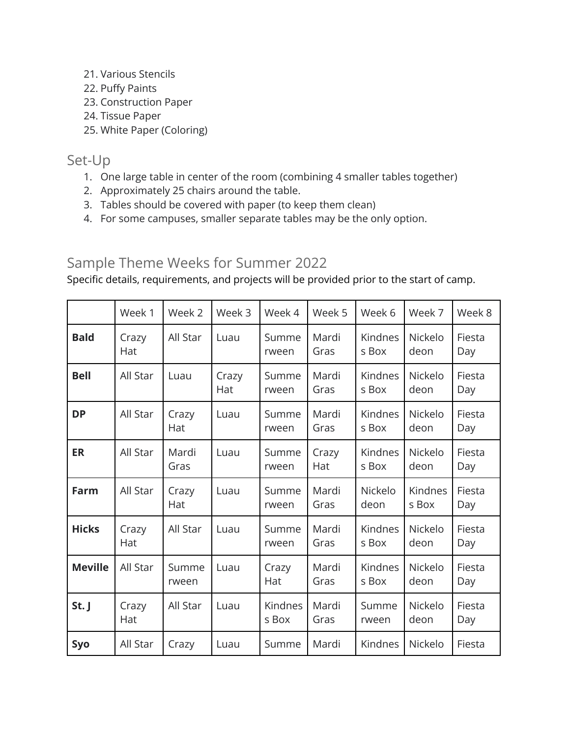21. Various Stencils
22. Puffy Paints
23. Construction Paper
24. Tissue Paper
25. White Paper (Coloring)

## Set-Up

1. One large table in center of the room (combining 4 smaller tables together)
2. Approximately 25 chairs around the table.
3. Tables should be covered with paper (to keep them clean)
4. For some campuses, smaller separate tables may be the only option.

## Sample Theme Weeks for Summer 2022

Specific details, requirements, and projects will be provided prior to the start of camp.

| | Week 1 | Week 2 | Week 3 | Week 4 | Week 5 | Week 6 | Week 7 | Week 8 |
|---|---|---|---|---|---|---|---|---|
| **Bald** | Crazy Hat | All Star | Luau | Summerween | Mardi Gras | Kindness Box | Nickelodeon | Fiesta Day |
| **Bell** | All Star | Luau | Crazy Hat | Summerween | Mardi Gras | Kindness Box | Nickelodeon | Fiesta Day |
| **DP** | All Star | Crazy Hat | Luau | Summerween | Mardi Gras | Kindness Box | Nickelodeon | Fiesta Day |
| **ER** | All Star | Mardi Gras | Luau | Summerween | Crazy Hat | Kindness Box | Nickelodeon | Fiesta Day |
| **Farm** | All Star | Crazy Hat | Luau | Summerween | Mardi Gras | Nickelodeon | Kindness Box | Fiesta Day |
| **Hicks** | Crazy Hat | All Star | Luau | Summerween | Mardi Gras | Kindness Box | Nickelodeon | Fiesta Day |
| **Meville** | All Star | Summerween | Luau | Crazy Hat | Mardi Gras | Kindness Box | Nickelodeon | Fiesta Day |
| **St. J** | Crazy Hat | All Star | Luau | Kindness Box | Mardi Gras | Summerween | Nickelodeon | Fiesta Day |
| **Syo** | All Star | Crazy | Luau | Summe | Mardi | Kindnes | Nickelo | Fiesta |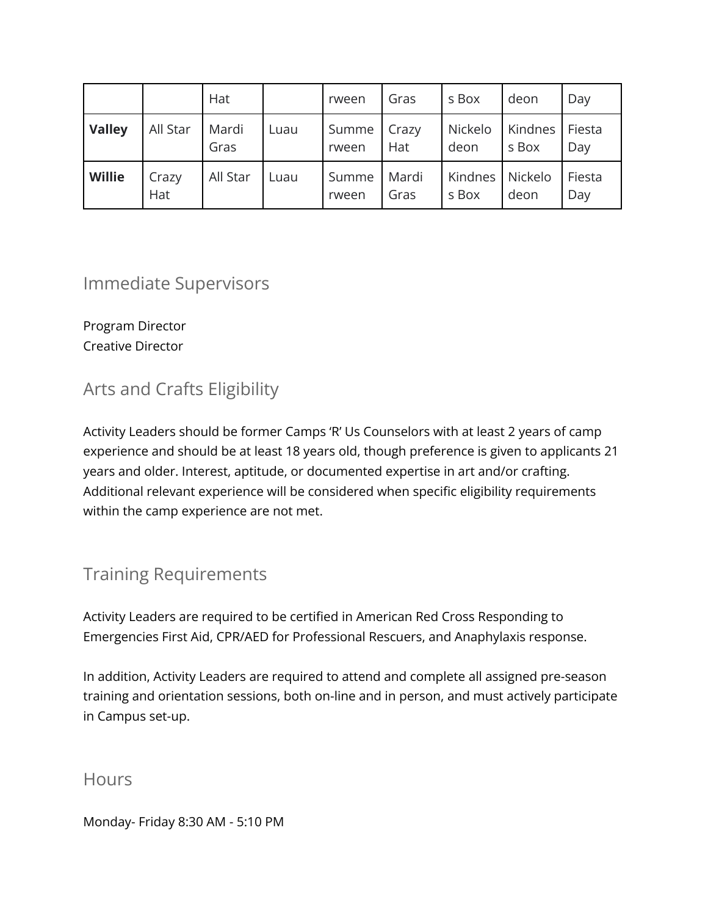| | | Hat | | rween | Gras | s Box | deon | Day |
|---|---|---|---|---|---|---|---|---|
| **Valley** | All Star | Mardi Gras | Luau | Summerween | Crazy Hat | Nickelodeon | Kindness Box | Fiesta Day |
| **Willie** | Crazy Hat | All Star | Luau | Summerween | Mardi Gras | Kindness Box | Nickelodeon | Fiesta Day |

## Immediate Supervisors

Program Director
Creative Director

## Arts and Crafts Eligibility

Activity Leaders should be former Camps ‘R’ Us Counselors with at least 2 years of camp experience and should be at least 18 years old, though preference is given to applicants 21 years and older. Interest, aptitude, or documented expertise in art and/or crafting. Additional relevant experience will be considered when specific eligibility requirements within the camp experience are not met.

## Training Requirements

Activity Leaders are required to be certified in American Red Cross Responding to Emergencies First Aid, CPR/AED for Professional Rescuers, and Anaphylaxis response.

In addition, Activity Leaders are required to attend and complete all assigned pre-season training and orientation sessions, both on-line and in person, and must actively participate in Campus set-up.

## Hours

Monday- Friday 8:30 AM - 5:10 PM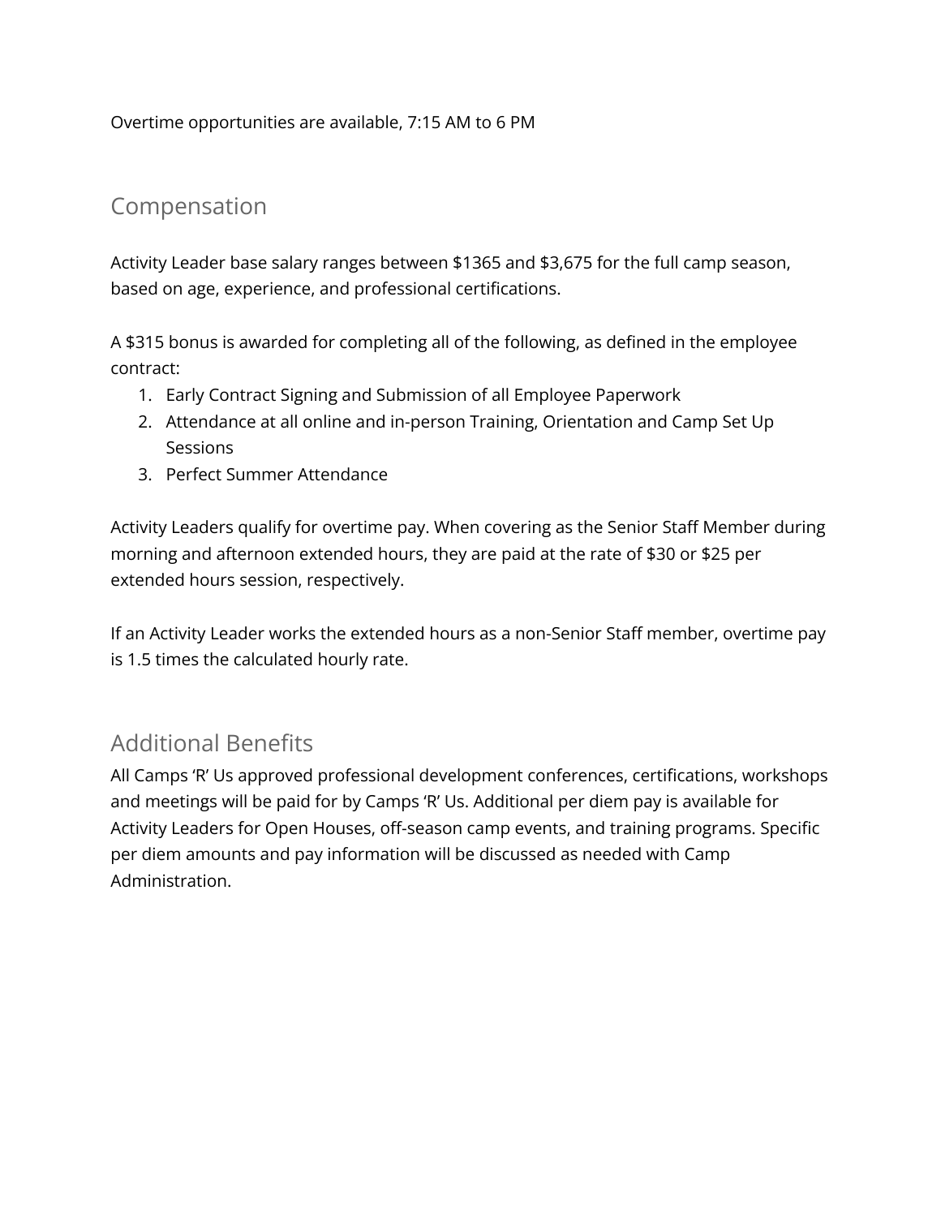Overtime opportunities are available, 7:15 AM to 6 PM

## Compensation

Activity Leader base salary ranges between $1365 and $3,675 for the full camp season, based on age, experience, and professional certifications.

A $315 bonus is awarded for completing all of the following, as defined in the employee contract:

1. Early Contract Signing and Submission of all Employee Paperwork
2. Attendance at all online and in-person Training, Orientation and Camp Set Up Sessions
3. Perfect Summer Attendance

Activity Leaders qualify for overtime pay. When covering as the Senior Staff Member during morning and afternoon extended hours, they are paid at the rate of $30 or $25 per extended hours session, respectively.

If an Activity Leader works the extended hours as a non-Senior Staff member, overtime pay is 1.5 times the calculated hourly rate.

## Additional Benefits

All Camps 'R' Us approved professional development conferences, certifications, workshops and meetings will be paid for by Camps 'R' Us. Additional per diem pay is available for Activity Leaders for Open Houses, off-season camp events, and training programs. Specific per diem amounts and pay information will be discussed as needed with Camp Administration.